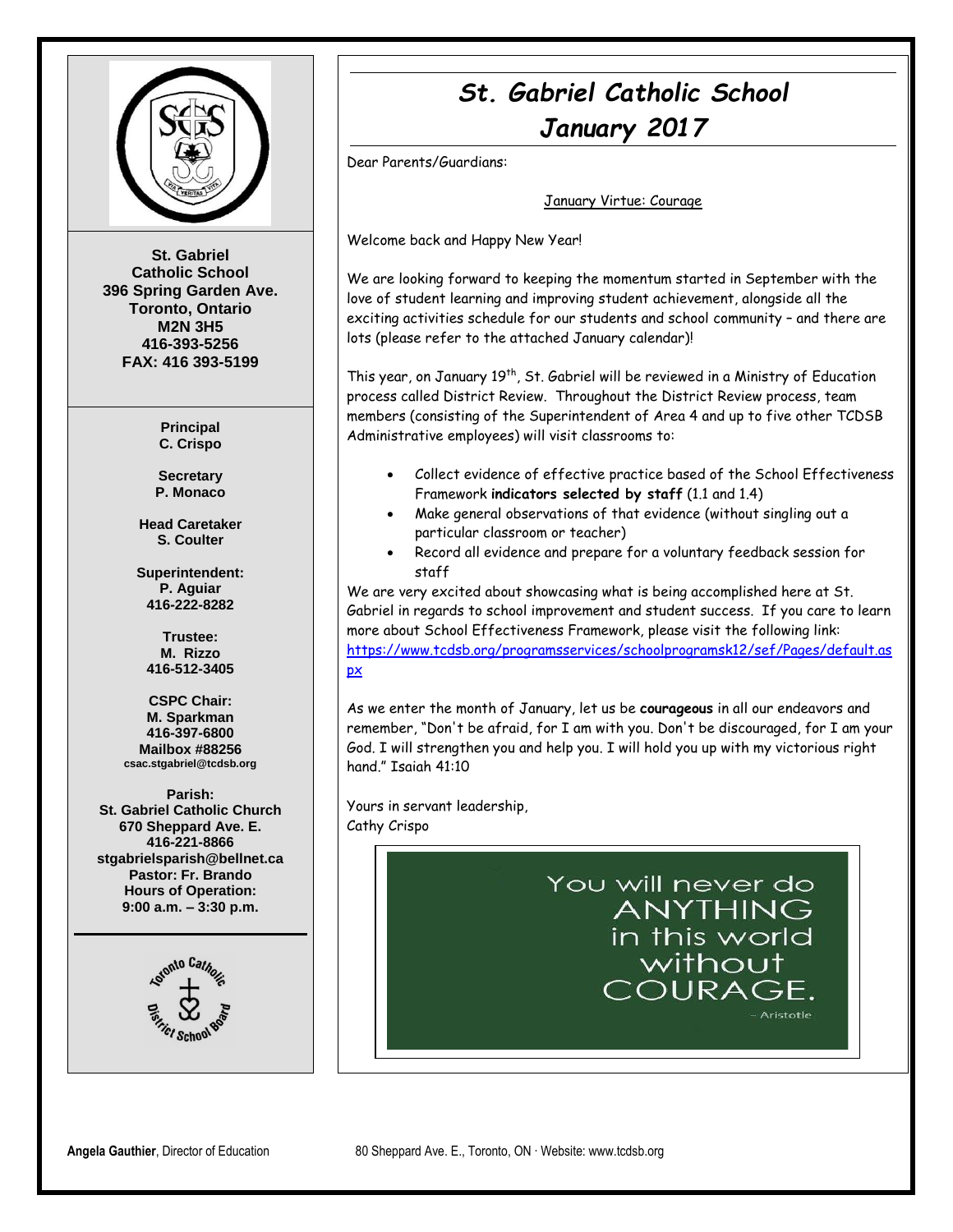St. Gabriel
Catholic School
396 Spring Garden Ave.
Toronto, Ontario
M2N 3H5
416-393-5256
FAX: 416 393-5199

**Principal**
C. Crispo

**Secretary**
P. Monaco

**Head Caretaker**
S. Coulter

**Superintendent:**
P. Aguiar
416-222-8282

**Trustee:**
M. Rizzo
416-512-3405

**CSPC Chair:**
M. Sparkman
416-397-6800
Mailbox #88256
csac.stgabriel@tcdsb.org

**Parish:**
St. Gabriel Catholic Church
670 Sheppard Ave. E.
416-221-8866
stgabrielsparish@bellnet.ca
Pastor: Fr. Brando
Hours of Operation:
9:00 a.m. – 3:30 p.m.

# St. Gabriel Catholic School
## January 2017

Dear Parents/Guardians:

January Virtue: Courage

Welcome back and Happy New Year!

We are looking forward to keeping the momentum started in September with the love of student learning and improving student achievement, alongside all the exciting activities schedule for our students and school community – and there are lots (please refer to the attached January calendar)!

This year, on January 19th, St. Gabriel will be reviewed in a Ministry of Education process called District Review. Throughout the District Review process, team members (consisting of the Superintendent of Area 4 and up to five other TCDSB Administrative employees) will visit classrooms to:

- Collect evidence of effective practice based of the School Effectiveness Framework **indicators selected by staff** (1.1 and 1.4)
- Make general observations of that evidence (without singling out a particular classroom or teacher)
- Record all evidence and prepare for a voluntary feedback session for staff

We are very excited about showcasing what is being accomplished here at St. Gabriel in regards to school improvement and student success. If you care to learn more about School Effectiveness Framework, please visit the following link: https://www.tcdsb.org/programsservices/schoolprogramsk12/sef/Pages/default.aspx

As we enter the month of January, let us be **courageous** in all our endeavors and remember, "Don't be afraid, for I am with you. Don't be discouraged, for I am your God. I will strengthen you and help you. I will hold you up with my victorious right hand." Isaiah 41:10

Yours in servant leadership,
Cathy Crispo

You will never do ANYTHING in this world without COURAGE.
– Aristotle

**Angela Gauthier**, Director of Education — 80 Sheppard Ave. E., Toronto, ON · Website: www.tcdsb.org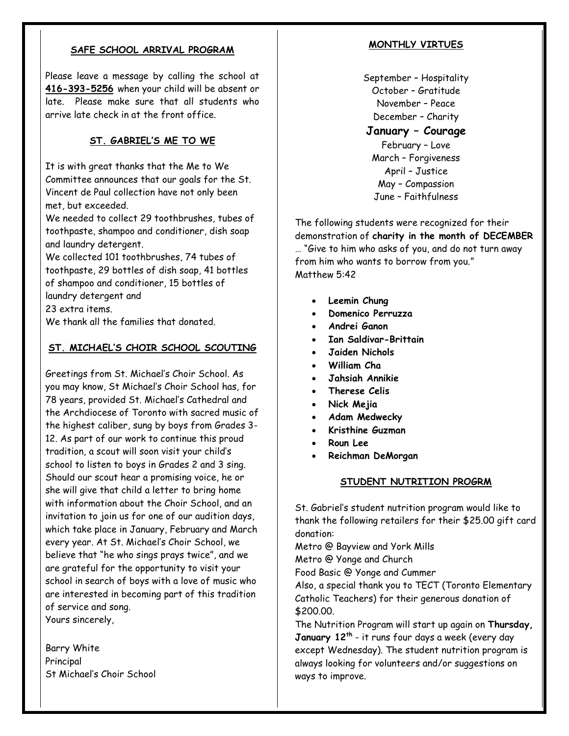## SAFE SCHOOL ARRIVAL PROGRAM

Please leave a message by calling the school at **416-393-5256** when your child will be absent or late. Please make sure that all students who arrive late check in at the front office.

## ST. GABRIEL'S ME TO WE

It is with great thanks that the Me to We Committee announces that our goals for the St. Vincent de Paul collection have not only been met, but exceeded.

We needed to collect 29 toothbrushes, tubes of toothpaste, shampoo and conditioner, dish soap and laundry detergent.

We collected 101 toothbrushes, 74 tubes of toothpaste, 29 bottles of dish soap, 41 bottles of shampoo and conditioner, 15 bottles of laundry detergent and
23 extra items.

We thank all the families that donated.

## ST. MICHAEL'S CHOIR SCHOOL SCOUTING

Greetings from St. Michael's Choir School. As you may know, St Michael's Choir School has, for 78 years, provided St. Michael's Cathedral and the Archdiocese of Toronto with sacred music of the highest caliber, sung by boys from Grades 3-12. As part of our work to continue this proud tradition, a scout will soon visit your child's school to listen to boys in Grades 2 and 3 sing. Should our scout hear a promising voice, he or she will give that child a letter to bring home with information about the Choir School, and an invitation to join us for one of our audition days, which take place in January, February and March every year. At St. Michael's Choir School, we believe that "he who sings prays twice", and we are grateful for the opportunity to visit your school in search of boys with a love of music who are interested in becoming part of this tradition of service and song.

Yours sincerely,

Barry White
Principal
St Michael's Choir School

## MONTHLY VIRTUES

September – Hospitality
October – Gratitude
November – Peace
December – Charity
**January – Courage**
February – Love
March – Forgiveness
April – Justice
May – Compassion
June – Faithfulness

The following students were recognized for their demonstration of **charity in the month of DECEMBER** … "Give to him who asks of you, and do not turn away from him who wants to borrow from you." Matthew 5:42

- **Leemin Chung**
- **Domenico Perruzza**
- **Andrei Ganon**
- **Ian Saldivar-Brittain**
- **Jaiden Nichols**
- **William Cha**
- **Jahsiah Annikie**
- **Therese Celis**
- **Nick Mejia**
- **Adam Medwecky**
- **Kristhine Guzman**
- **Roun Lee**
- **Reichman DeMorgan**

## STUDENT NUTRITION PROGRM

St. Gabriel's student nutrition program would like to thank the following retailers for their $25.00 gift card donation:

Metro @ Bayview and York Mills
Metro @ Yonge and Church
Food Basic @ Yonge and Cummer

Also, a special thank you to TECT (Toronto Elementary Catholic Teachers) for their generous donation of $200.00.

The Nutrition Program will start up again on **Thursday, January 12th** - it runs four days a week (every day except Wednesday). The student nutrition program is always looking for volunteers and/or suggestions on ways to improve.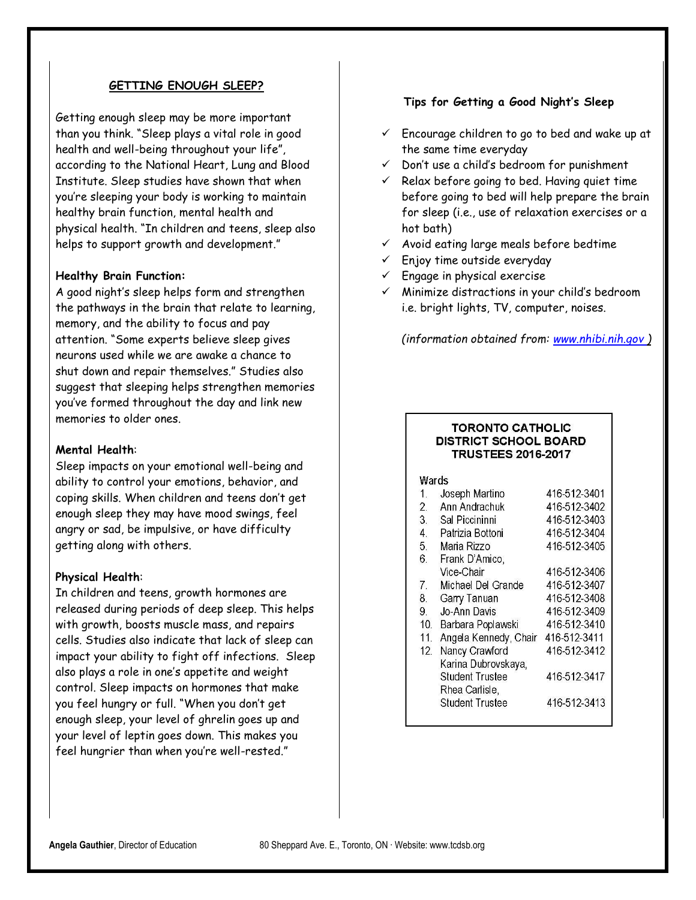## GETTING ENOUGH SLEEP?

Getting enough sleep may be more important than you think. "Sleep plays a vital role in good health and well-being throughout your life", according to the National Heart, Lung and Blood Institute. Sleep studies have shown that when you're sleeping your body is working to maintain healthy brain function, mental health and physical health. "In children and teens, sleep also helps to support growth and development."

**Healthy Brain Function:**
A good night's sleep helps form and strengthen the pathways in the brain that relate to learning, memory, and the ability to focus and pay attention. "Some experts believe sleep gives neurons used while we are awake a chance to shut down and repair themselves." Studies also suggest that sleeping helps strengthen memories you've formed throughout the day and link new memories to older ones.

**Mental Health**:
Sleep impacts on your emotional well-being and ability to control your emotions, behavior, and coping skills. When children and teens don't get enough sleep they may have mood swings, feel angry or sad, be impulsive, or have difficulty getting along with others.

**Physical Health**:
In children and teens, growth hormones are released during periods of deep sleep. This helps with growth, boosts muscle mass, and repairs cells. Studies also indicate that lack of sleep can impact your ability to fight off infections. Sleep also plays a role in one's appetite and weight control. Sleep impacts on hormones that make you feel hungry or full. "When you don't get enough sleep, your level of ghrelin goes up and your level of leptin goes down. This makes you feel hungrier than when you're well-rested."

### Tips for Getting a Good Night's Sleep

- ✓ Encourage children to go to bed and wake up at the same time everyday
- ✓ Don't use a child's bedroom for punishment
- ✓ Relax before going to bed. Having quiet time before going to bed will help prepare the brain for sleep (i.e., use of relaxation exercises or a hot bath)
- ✓ Avoid eating large meals before bedtime
- ✓ Enjoy time outside everyday
- ✓ Engage in physical exercise
- ✓ Minimize distractions in your child's bedroom i.e. bright lights, TV, computer, noises.

*(information obtained from: www.nhibi.nih.gov )*

**TORONTO CATHOLIC DISTRICT SCHOOL BOARD TRUSTEES 2016-2017**

| Wards | | |
|---|---|---|
| 1. | Joseph Martino | 416-512-3401 |
| 2. | Ann Andrachuk | 416-512-3402 |
| 3. | Sal Piccininni | 416-512-3403 |
| 4. | Patrizia Bottoni | 416-512-3404 |
| 5. | Maria Rizzo | 416-512-3405 |
| 6. | Frank D'Amico, Vice-Chair | 416-512-3406 |
| 7. | Michael Del Grande | 416-512-3407 |
| 8. | Garry Tanuan | 416-512-3408 |
| 9. | Jo-Ann Davis | 416-512-3409 |
| 10. | Barbara Poplawski | 416-512-3410 |
| 11. | Angela Kennedy, Chair | 416-512-3411 |
| 12. | Nancy Crawford | 416-512-3412 |
| | Karina Dubrovskaya, Student Trustee | 416-512-3417 |
| | Rhea Carlisle, Student Trustee | 416-512-3413 |

**Angela Gauthier**, Director of Education    80 Sheppard Ave. E., Toronto, ON · Website: www.tcdsb.org